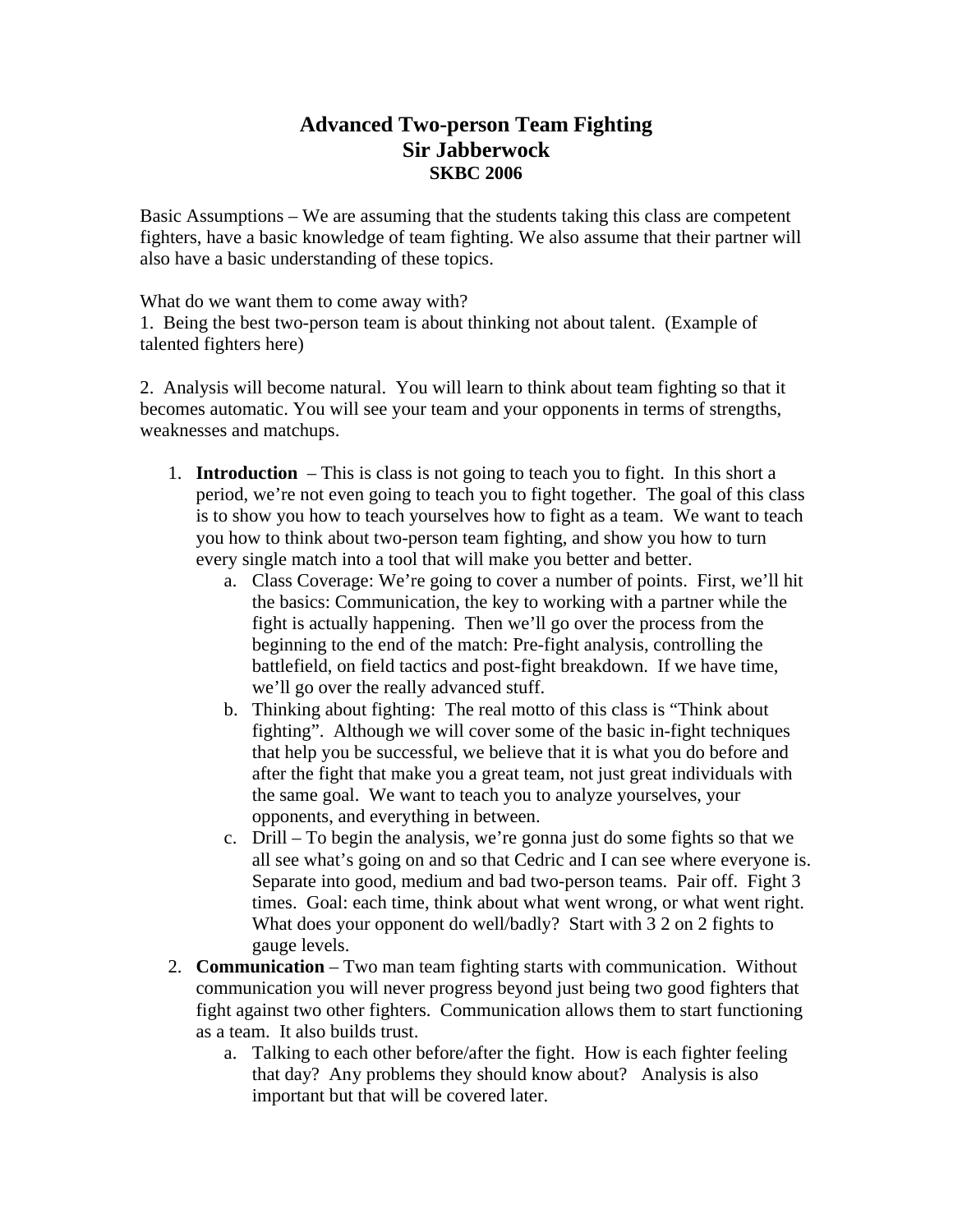# Advanced Two-person Team Fighting
## Sir Jabberwock
### SKBC 2006

Basic Assumptions – We are assuming that the students taking this class are competent fighters, have a basic knowledge of team fighting. We also assume that their partner will also have a basic understanding of these topics.

What do we want them to come away with?
1. Being the best two-person team is about thinking not about talent. (Example of talented fighters here)

2. Analysis will become natural. You will learn to think about team fighting so that it becomes automatic. You will see your team and your opponents in terms of strengths, weaknesses and matchups.

1. **Introduction** – This is class is not going to teach you to fight. In this short a period, we're not even going to teach you to fight together. The goal of this class is to show you how to teach yourselves how to fight as a team. We want to teach you how to think about two-person team fighting, and show you how to turn every single match into a tool that will make you better and better.
   a. Class Coverage: We're going to cover a number of points. First, we'll hit the basics: Communication, the key to working with a partner while the fight is actually happening. Then we'll go over the process from the beginning to the end of the match: Pre-fight analysis, controlling the battlefield, on field tactics and post-fight breakdown. If we have time, we'll go over the really advanced stuff.
   b. Thinking about fighting: The real motto of this class is "Think about fighting". Although we will cover some of the basic in-fight techniques that help you be successful, we believe that it is what you do before and after the fight that make you a great team, not just great individuals with the same goal. We want to teach you to analyze yourselves, your opponents, and everything in between.
   c. Drill – To begin the analysis, we're gonna just do some fights so that we all see what's going on and so that Cedric and I can see where everyone is. Separate into good, medium and bad two-person teams. Pair off. Fight 3 times. Goal: each time, think about what went wrong, or what went right. What does your opponent do well/badly? Start with 3 2 on 2 fights to gauge levels.
2. **Communication** – Two man team fighting starts with communication. Without communication you will never progress beyond just being two good fighters that fight against two other fighters. Communication allows them to start functioning as a team. It also builds trust.
   a. Talking to each other before/after the fight. How is each fighter feeling that day? Any problems they should know about? Analysis is also important but that will be covered later.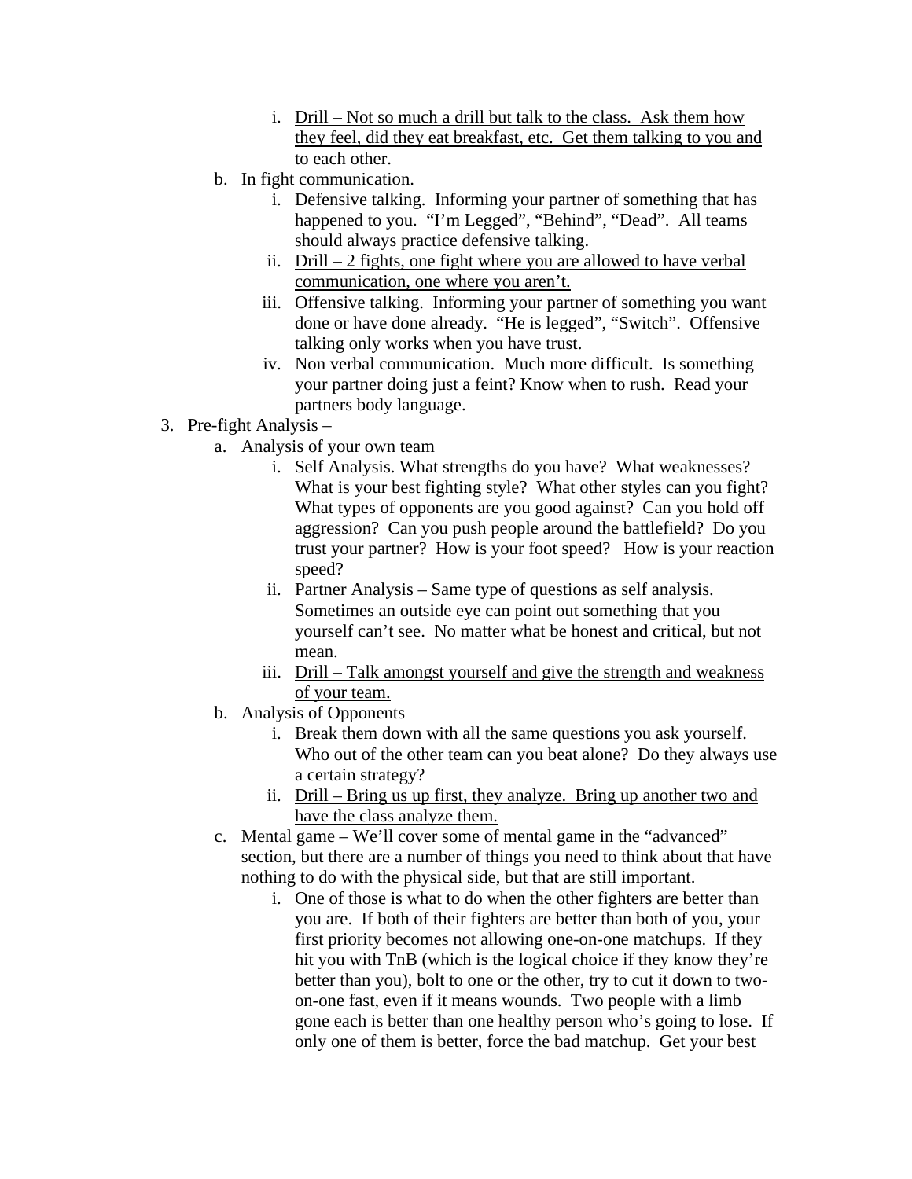i. <u>Drill – Not so much a drill but talk to the class. Ask them how they feel, did they eat breakfast, etc. Get them talking to you and to each other.</u>

   b. In fight communication.

      i. Defensive talking. Informing your partner of something that has happened to you. "I'm Legged", "Behind", "Dead". All teams should always practice defensive talking.
      ii. <u>Drill – 2 fights, one fight where you are allowed to have verbal communication, one where you aren't.</u>
      iii. Offensive talking. Informing your partner of something you want done or have done already. "He is legged", "Switch". Offensive talking only works when you have trust.
      iv. Non verbal communication. Much more difficult. Is something your partner doing just a feint? Know when to rush. Read your partners body language.

3. Pre-fight Analysis –

   a. Analysis of your own team

      i. Self Analysis. What strengths do you have? What weaknesses? What is your best fighting style? What other styles can you fight? What types of opponents are you good against? Can you hold off aggression? Can you push people around the battlefield? Do you trust your partner? How is your foot speed? How is your reaction speed?
      ii. Partner Analysis – Same type of questions as self analysis. Sometimes an outside eye can point out something that you yourself can't see. No matter what be honest and critical, but not mean.
      iii. <u>Drill – Talk amongst yourself and give the strength and weakness of your team.</u>

   b. Analysis of Opponents

      i. Break them down with all the same questions you ask yourself. Who out of the other team can you beat alone? Do they always use a certain strategy?
      ii. <u>Drill – Bring us up first, they analyze. Bring up another two and have the class analyze them.</u>

   c. Mental game – We'll cover some of mental game in the "advanced" section, but there are a number of things you need to think about that have nothing to do with the physical side, but that are still important.

      i. One of those is what to do when the other fighters are better than you are. If both of their fighters are better than both of you, your first priority becomes not allowing one-on-one matchups. If they hit you with TnB (which is the logical choice if they know they're better than you), bolt to one or the other, try to cut it down to two-on-one fast, even if it means wounds. Two people with a limb gone each is better than one healthy person who's going to lose. If only one of them is better, force the bad matchup. Get your best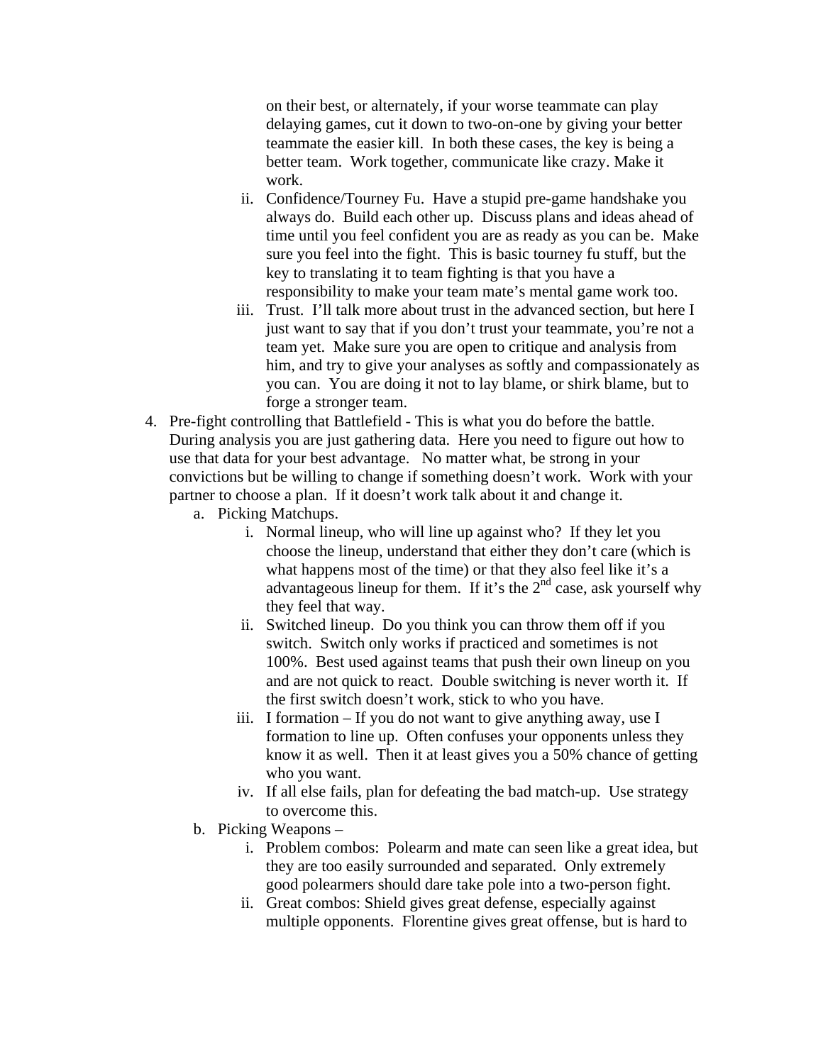on their best, or alternately, if your worse teammate can play delaying games, cut it down to two-on-one by giving your better teammate the easier kill. In both these cases, the key is being a better team. Work together, communicate like crazy. Make it work.

   ii. Confidence/Tourney Fu. Have a stupid pre-game handshake you always do. Build each other up. Discuss plans and ideas ahead of time until you feel confident you are as ready as you can be. Make sure you feel into the fight. This is basic tourney fu stuff, but the key to translating it to team fighting is that you have a responsibility to make your team mate's mental game work too.

   iii. Trust. I'll talk more about trust in the advanced section, but here I just want to say that if you don't trust your teammate, you're not a team yet. Make sure you are open to critique and analysis from him, and try to give your analyses as softly and compassionately as you can. You are doing it not to lay blame, or shirk blame, but to forge a stronger team.

4. Pre-fight controlling that Battlefield - This is what you do before the battle. During analysis you are just gathering data. Here you need to figure out how to use that data for your best advantage. No matter what, be strong in your convictions but be willing to change if something doesn't work. Work with your partner to choose a plan. If it doesn't work talk about it and change it.
   a. Picking Matchups.
      i. Normal lineup, who will line up against who? If they let you choose the lineup, understand that either they don't care (which is what happens most of the time) or that they also feel like it's a advantageous lineup for them. If it's the 2nd case, ask yourself why they feel that way.
      ii. Switched lineup. Do you think you can throw them off if you switch. Switch only works if practiced and sometimes is not 100%. Best used against teams that push their own lineup on you and are not quick to react. Double switching is never worth it. If the first switch doesn't work, stick to who you have.
      iii. I formation – If you do not want to give anything away, use I formation to line up. Often confuses your opponents unless they know it as well. Then it at least gives you a 50% chance of getting who you want.
      iv. If all else fails, plan for defeating the bad match-up. Use strategy to overcome this.
   b. Picking Weapons –
      i. Problem combos: Polearm and mate can seen like a great idea, but they are too easily surrounded and separated. Only extremely good polearmers should dare take pole into a two-person fight.
      ii. Great combos: Shield gives great defense, especially against multiple opponents. Florentine gives great offense, but is hard to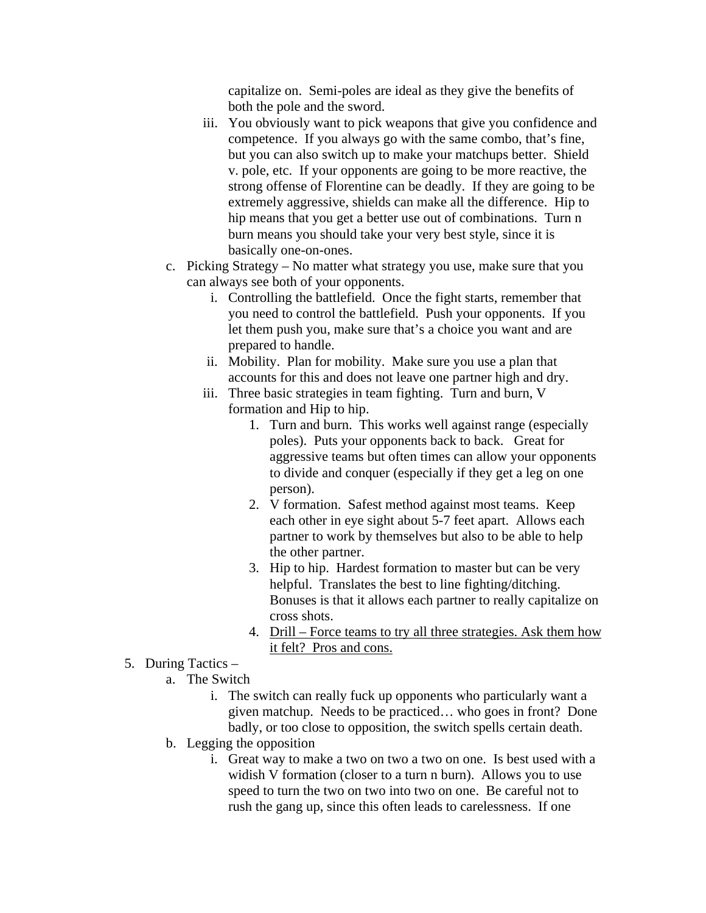capitalize on. Semi-poles are ideal as they give the benefits of both the pole and the sword.

iii. You obviously want to pick weapons that give you confidence and competence. If you always go with the same combo, that's fine, but you can also switch up to make your matchups better. Shield v. pole, etc. If your opponents are going to be more reactive, the strong offense of Florentine can be deadly. If they are going to be extremely aggressive, shields can make all the difference. Hip to hip means that you get a better use out of combinations. Turn n burn means you should take your very best style, since it is basically one-on-ones.

c. Picking Strategy – No matter what strategy you use, make sure that you can always see both of your opponents.

   i. Controlling the battlefield. Once the fight starts, remember that you need to control the battlefield. Push your opponents. If you let them push you, make sure that's a choice you want and are prepared to handle.

   ii. Mobility. Plan for mobility. Make sure you use a plan that accounts for this and does not leave one partner high and dry.

   iii. Three basic strategies in team fighting. Turn and burn, V formation and Hip to hip.

      1. Turn and burn. This works well against range (especially poles). Puts your opponents back to back. Great for aggressive teams but often times can allow your opponents to divide and conquer (especially if they get a leg on one person).
      2. V formation. Safest method against most teams. Keep each other in eye sight about 5-7 feet apart. Allows each partner to work by themselves but also to be able to help the other partner.
      3. Hip to hip. Hardest formation to master but can be very helpful. Translates the best to line fighting/ditching. Bonuses is that it allows each partner to really capitalize on cross shots.
      4. <u>Drill – Force teams to try all three strategies. Ask them how it felt? Pros and cons.</u>

5. During Tactics –

   a. The Switch

      i. The switch can really fuck up opponents who particularly want a given matchup. Needs to be practiced… who goes in front? Done badly, or too close to opposition, the switch spells certain death.

   b. Legging the opposition

      i. Great way to make a two on two a two on one. Is best used with a widish V formation (closer to a turn n burn). Allows you to use speed to turn the two on two into two on one. Be careful not to rush the gang up, since this often leads to carelessness. If one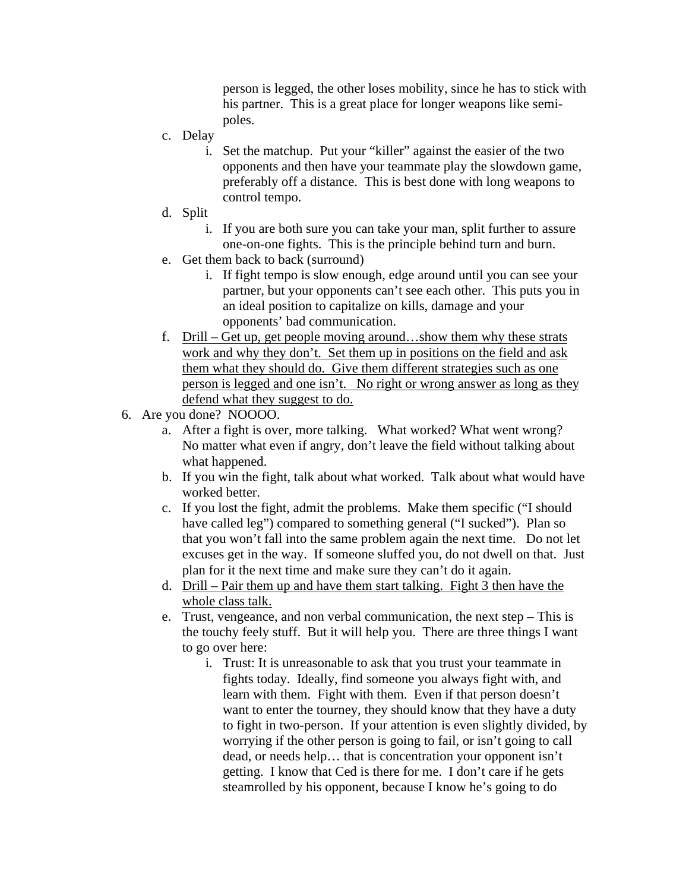person is legged, the other loses mobility, since he has to stick with his partner. This is a great place for longer weapons like semi-poles.

   c. Delay
      i. Set the matchup. Put your "killer" against the easier of the two opponents and then have your teammate play the slowdown game, preferably off a distance. This is best done with long weapons to control tempo.
   d. Split
      i. If you are both sure you can take your man, split further to assure one-on-one fights. This is the principle behind turn and burn.
   e. Get them back to back (surround)
      i. If fight tempo is slow enough, edge around until you can see your partner, but your opponents can't see each other. This puts you in an ideal position to capitalize on kills, damage and your opponents' bad communication.
   f. <u>Drill – Get up, get people moving around…show them why these strats work and why they don't. Set them up in positions on the field and ask them what they should do. Give them different strategies such as one person is legged and one isn't. No right or wrong answer as long as they defend what they suggest to do.</u>

6. Are you done? NOOOO.
   a. After a fight is over, more talking. What worked? What went wrong? No matter what even if angry, don't leave the field without talking about what happened.
   b. If you win the fight, talk about what worked. Talk about what would have worked better.
   c. If you lost the fight, admit the problems. Make them specific ("I should have called leg") compared to something general ("I sucked"). Plan so that you won't fall into the same problem again the next time. Do not let excuses get in the way. If someone sluffed you, do not dwell on that. Just plan for it the next time and make sure they can't do it again.
   d. <u>Drill – Pair them up and have them start talking. Fight 3 then have the whole class talk.</u>
   e. Trust, vengeance, and non verbal communication, the next step – This is the touchy feely stuff. But it will help you. There are three things I want to go over here:
      i. Trust: It is unreasonable to ask that you trust your teammate in fights today. Ideally, find someone you always fight with, and learn with them. Fight with them. Even if that person doesn't want to enter the tourney, they should know that they have a duty to fight in two-person. If your attention is even slightly divided, by worrying if the other person is going to fail, or isn't going to call dead, or needs help… that is concentration your opponent isn't getting. I know that Ced is there for me. I don't care if he gets steamrolled by his opponent, because I know he's going to do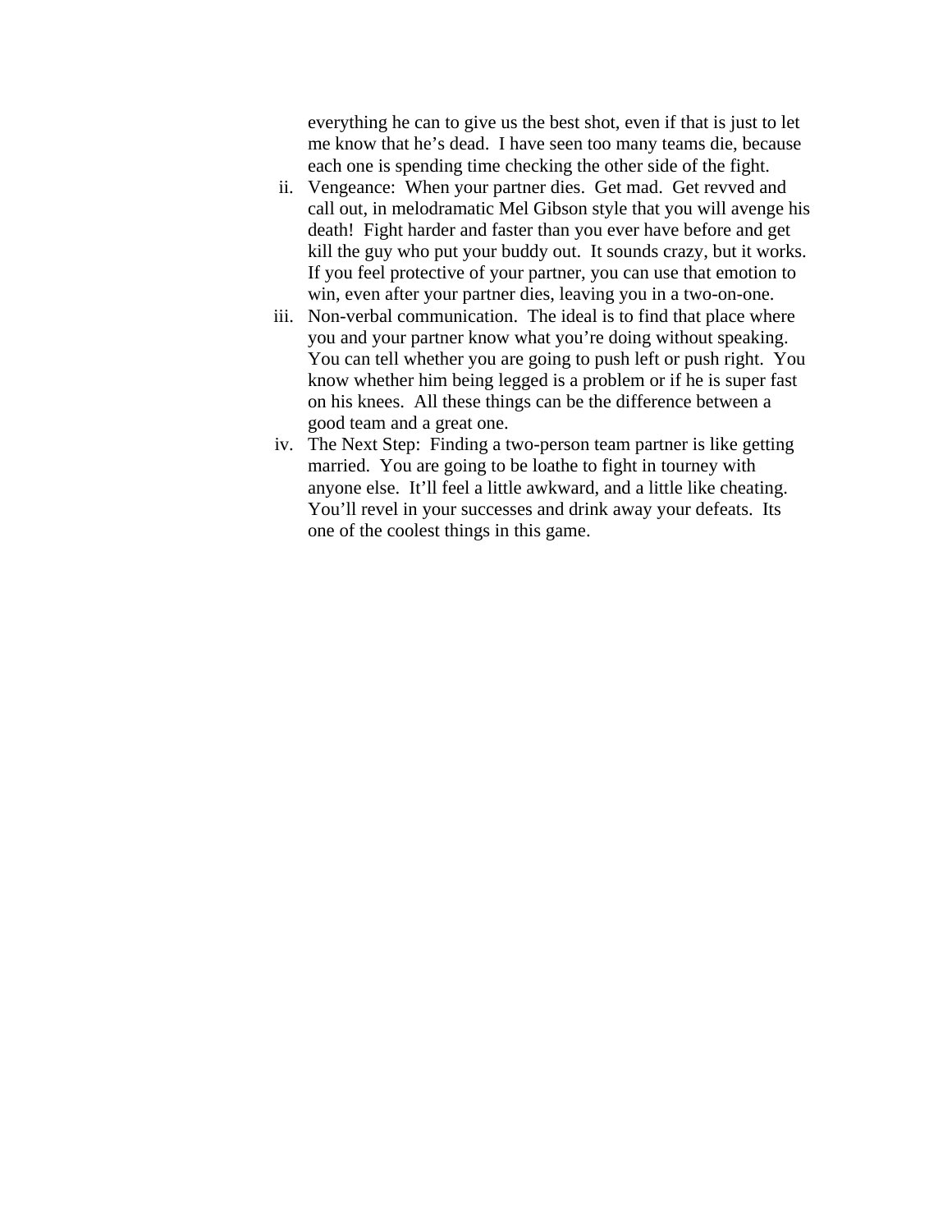everything he can to give us the best shot, even if that is just to let me know that he's dead. I have seen too many teams die, because each one is spending time checking the other side of the fight.

ii. Vengeance: When your partner dies. Get mad. Get revved and call out, in melodramatic Mel Gibson style that you will avenge his death! Fight harder and faster than you ever have before and get kill the guy who put your buddy out. It sounds crazy, but it works. If you feel protective of your partner, you can use that emotion to win, even after your partner dies, leaving you in a two-on-one.

iii. Non-verbal communication. The ideal is to find that place where you and your partner know what you're doing without speaking. You can tell whether you are going to push left or push right. You know whether him being legged is a problem or if he is super fast on his knees. All these things can be the difference between a good team and a great one.

iv. The Next Step: Finding a two-person team partner is like getting married. You are going to be loathe to fight in tourney with anyone else. It'll feel a little awkward, and a little like cheating. You'll revel in your successes and drink away your defeats. Its one of the coolest things in this game.